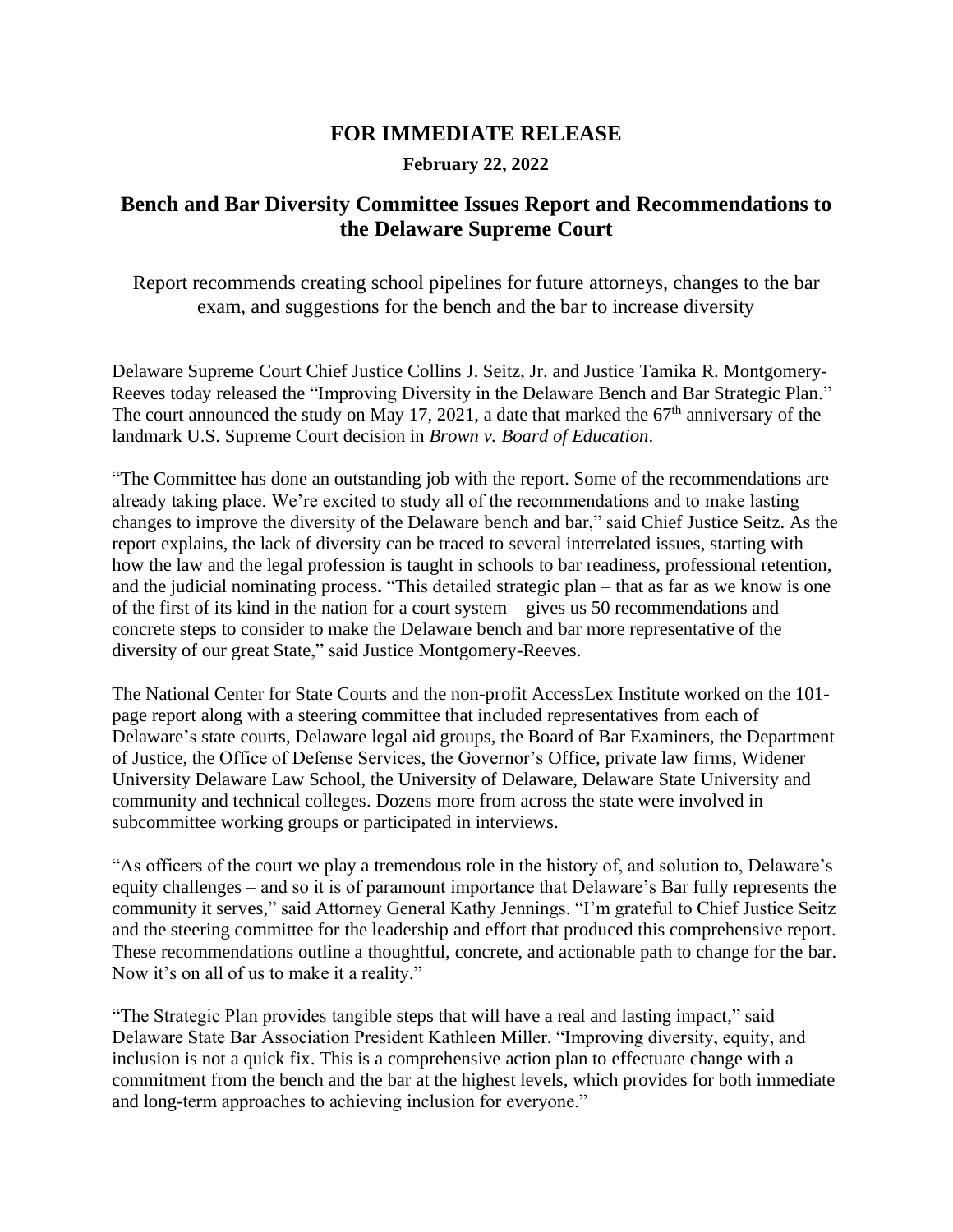**FOR IMMEDIATE RELEASE**

**February 22, 2022**

## Bench and Bar Diversity Committee Issues Report and Recommendations to the Delaware Supreme Court

Report recommends creating school pipelines for future attorneys, changes to the bar exam, and suggestions for the bench and the bar to increase diversity

Delaware Supreme Court Chief Justice Collins J. Seitz, Jr. and Justice Tamika R. Montgomery-Reeves today released the "Improving Diversity in the Delaware Bench and Bar Strategic Plan." The court announced the study on May 17, 2021, a date that marked the 67th anniversary of the landmark U.S. Supreme Court decision in *Brown v. Board of Education*.

"The Committee has done an outstanding job with the report. Some of the recommendations are already taking place. We're excited to study all of the recommendations and to make lasting changes to improve the diversity of the Delaware bench and bar," said Chief Justice Seitz. As the report explains, the lack of diversity can be traced to several interrelated issues, starting with how the law and the legal profession is taught in schools to bar readiness, professional retention, and the judicial nominating process**.** "This detailed strategic plan – that as far as we know is one of the first of its kind in the nation for a court system – gives us 50 recommendations and concrete steps to consider to make the Delaware bench and bar more representative of the diversity of our great State," said Justice Montgomery-Reeves.

The National Center for State Courts and the non-profit AccessLex Institute worked on the 101-page report along with a steering committee that included representatives from each of Delaware's state courts, Delaware legal aid groups, the Board of Bar Examiners, the Department of Justice, the Office of Defense Services, the Governor's Office, private law firms, Widener University Delaware Law School, the University of Delaware, Delaware State University and community and technical colleges. Dozens more from across the state were involved in subcommittee working groups or participated in interviews.

"As officers of the court we play a tremendous role in the history of, and solution to, Delaware's equity challenges – and so it is of paramount importance that Delaware's Bar fully represents the community it serves," said Attorney General Kathy Jennings. "I'm grateful to Chief Justice Seitz and the steering committee for the leadership and effort that produced this comprehensive report. These recommendations outline a thoughtful, concrete, and actionable path to change for the bar. Now it's on all of us to make it a reality."

"The Strategic Plan provides tangible steps that will have a real and lasting impact," said Delaware State Bar Association President Kathleen Miller. "Improving diversity, equity, and inclusion is not a quick fix. This is a comprehensive action plan to effectuate change with a commitment from the bench and the bar at the highest levels, which provides for both immediate and long-term approaches to achieving inclusion for everyone."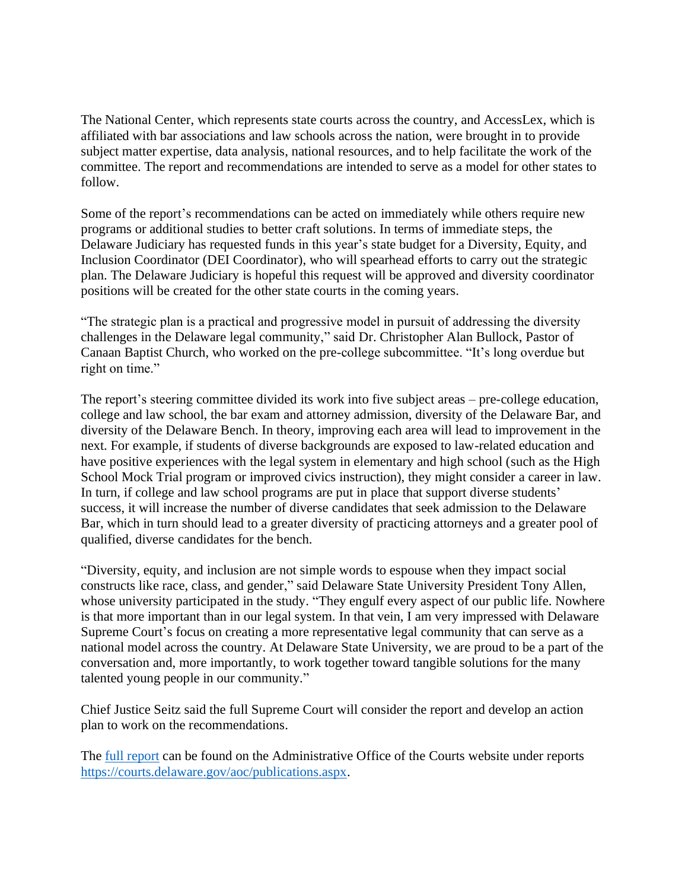The National Center, which represents state courts across the country, and AccessLex, which is affiliated with bar associations and law schools across the nation, were brought in to provide subject matter expertise, data analysis, national resources, and to help facilitate the work of the committee. The report and recommendations are intended to serve as a model for other states to follow.

Some of the report's recommendations can be acted on immediately while others require new programs or additional studies to better craft solutions. In terms of immediate steps, the Delaware Judiciary has requested funds in this year's state budget for a Diversity, Equity, and Inclusion Coordinator (DEI Coordinator), who will spearhead efforts to carry out the strategic plan. The Delaware Judiciary is hopeful this request will be approved and diversity coordinator positions will be created for the other state courts in the coming years.

"The strategic plan is a practical and progressive model in pursuit of addressing the diversity challenges in the Delaware legal community," said Dr. Christopher Alan Bullock, Pastor of Canaan Baptist Church, who worked on the pre-college subcommittee. "It's long overdue but right on time."

The report's steering committee divided its work into five subject areas – pre-college education, college and law school, the bar exam and attorney admission, diversity of the Delaware Bar, and diversity of the Delaware Bench. In theory, improving each area will lead to improvement in the next. For example, if students of diverse backgrounds are exposed to law-related education and have positive experiences with the legal system in elementary and high school (such as the High School Mock Trial program or improved civics instruction), they might consider a career in law. In turn, if college and law school programs are put in place that support diverse students' success, it will increase the number of diverse candidates that seek admission to the Delaware Bar, which in turn should lead to a greater diversity of practicing attorneys and a greater pool of qualified, diverse candidates for the bench.

"Diversity, equity, and inclusion are not simple words to espouse when they impact social constructs like race, class, and gender," said Delaware State University President Tony Allen, whose university participated in the study. "They engulf every aspect of our public life. Nowhere is that more important than in our legal system. In that vein, I am very impressed with Delaware Supreme Court's focus on creating a more representative legal community that can serve as a national model across the country. At Delaware State University, we are proud to be a part of the conversation and, more importantly, to work together toward tangible solutions for the many talented young people in our community."

Chief Justice Seitz said the full Supreme Court will consider the report and develop an action plan to work on the recommendations.

The [full report](https://courts.delaware.gov/aoc/publications.aspx) can be found on the Administrative Office of the Courts website under reports https://courts.delaware.gov/aoc/publications.aspx.